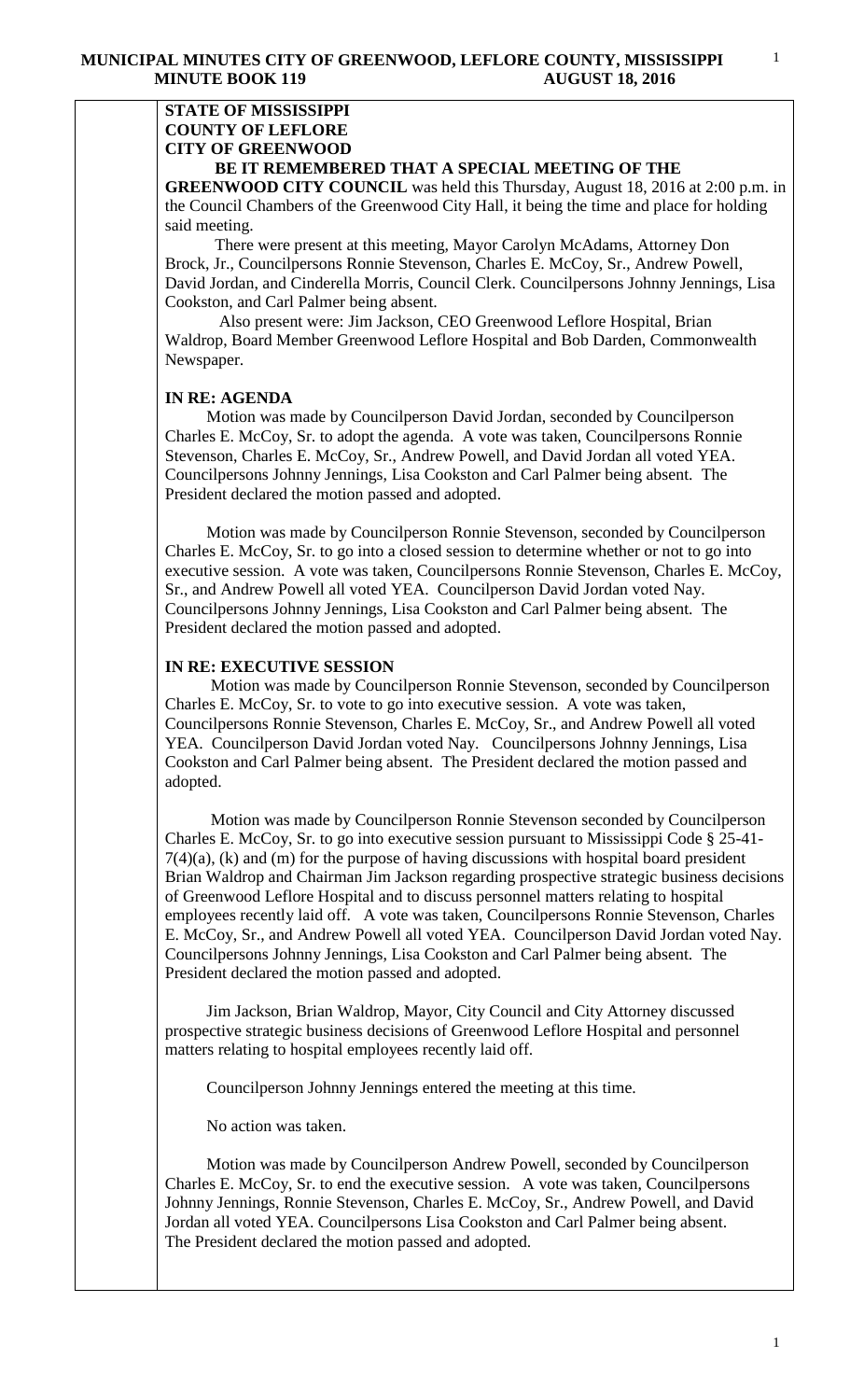# MUNICIPAL MINUTES CITY OF GREENWOOD, LEFLORE COUNTY, MISSISSIPPI
## MINUTE BOOK 119 AUGUST 18, 2016

**STATE OF MISSISSIPPI**
**COUNTY OF LEFLORE**
**CITY OF GREENWOOD**

**BE IT REMEMBERED THAT A SPECIAL MEETING OF THE GREENWOOD CITY COUNCIL** was held this Thursday, August 18, 2016 at 2:00 p.m. in the Council Chambers of the Greenwood City Hall, it being the time and place for holding said meeting.

There were present at this meeting, Mayor Carolyn McAdams, Attorney Don Brock, Jr., Councilpersons Ronnie Stevenson, Charles E. McCoy, Sr., Andrew Powell, David Jordan, and Cinderella Morris, Council Clerk. Councilpersons Johnny Jennings, Lisa Cookston, and Carl Palmer being absent.

Also present were: Jim Jackson, CEO Greenwood Leflore Hospital, Brian Waldrop, Board Member Greenwood Leflore Hospital and Bob Darden, Commonwealth Newspaper.

**IN RE: AGENDA**

Motion was made by Councilperson David Jordan, seconded by Councilperson Charles E. McCoy, Sr. to adopt the agenda. A vote was taken, Councilpersons Ronnie Stevenson, Charles E. McCoy, Sr., Andrew Powell, and David Jordan all voted YEA. Councilpersons Johnny Jennings, Lisa Cookston and Carl Palmer being absent. The President declared the motion passed and adopted.

Motion was made by Councilperson Ronnie Stevenson, seconded by Councilperson Charles E. McCoy, Sr. to go into a closed session to determine whether or not to go into executive session. A vote was taken, Councilpersons Ronnie Stevenson, Charles E. McCoy, Sr., and Andrew Powell all voted YEA. Councilperson David Jordan voted Nay. Councilpersons Johnny Jennings, Lisa Cookston and Carl Palmer being absent. The President declared the motion passed and adopted.

**IN RE: EXECUTIVE SESSION**

Motion was made by Councilperson Ronnie Stevenson, seconded by Councilperson Charles E. McCoy, Sr. to vote to go into executive session. A vote was taken, Councilpersons Ronnie Stevenson, Charles E. McCoy, Sr., and Andrew Powell all voted YEA. Councilperson David Jordan voted Nay. Councilpersons Johnny Jennings, Lisa Cookston and Carl Palmer being absent. The President declared the motion passed and adopted.

Motion was made by Councilperson Ronnie Stevenson seconded by Councilperson Charles E. McCoy, Sr. to go into executive session pursuant to Mississippi Code § 25-41-7(4)(a), (k) and (m) for the purpose of having discussions with hospital board president Brian Waldrop and Chairman Jim Jackson regarding prospective strategic business decisions of Greenwood Leflore Hospital and to discuss personnel matters relating to hospital employees recently laid off. A vote was taken, Councilpersons Ronnie Stevenson, Charles E. McCoy, Sr., and Andrew Powell all voted YEA. Councilperson David Jordan voted Nay. Councilpersons Johnny Jennings, Lisa Cookston and Carl Palmer being absent. The President declared the motion passed and adopted.

Jim Jackson, Brian Waldrop, Mayor, City Council and City Attorney discussed prospective strategic business decisions of Greenwood Leflore Hospital and personnel matters relating to hospital employees recently laid off.

Councilperson Johnny Jennings entered the meeting at this time.

No action was taken.

Motion was made by Councilperson Andrew Powell, seconded by Councilperson Charles E. McCoy, Sr. to end the executive session. A vote was taken, Councilpersons Johnny Jennings, Ronnie Stevenson, Charles E. McCoy, Sr., Andrew Powell, and David Jordan all voted YEA. Councilpersons Lisa Cookston and Carl Palmer being absent. The President declared the motion passed and adopted.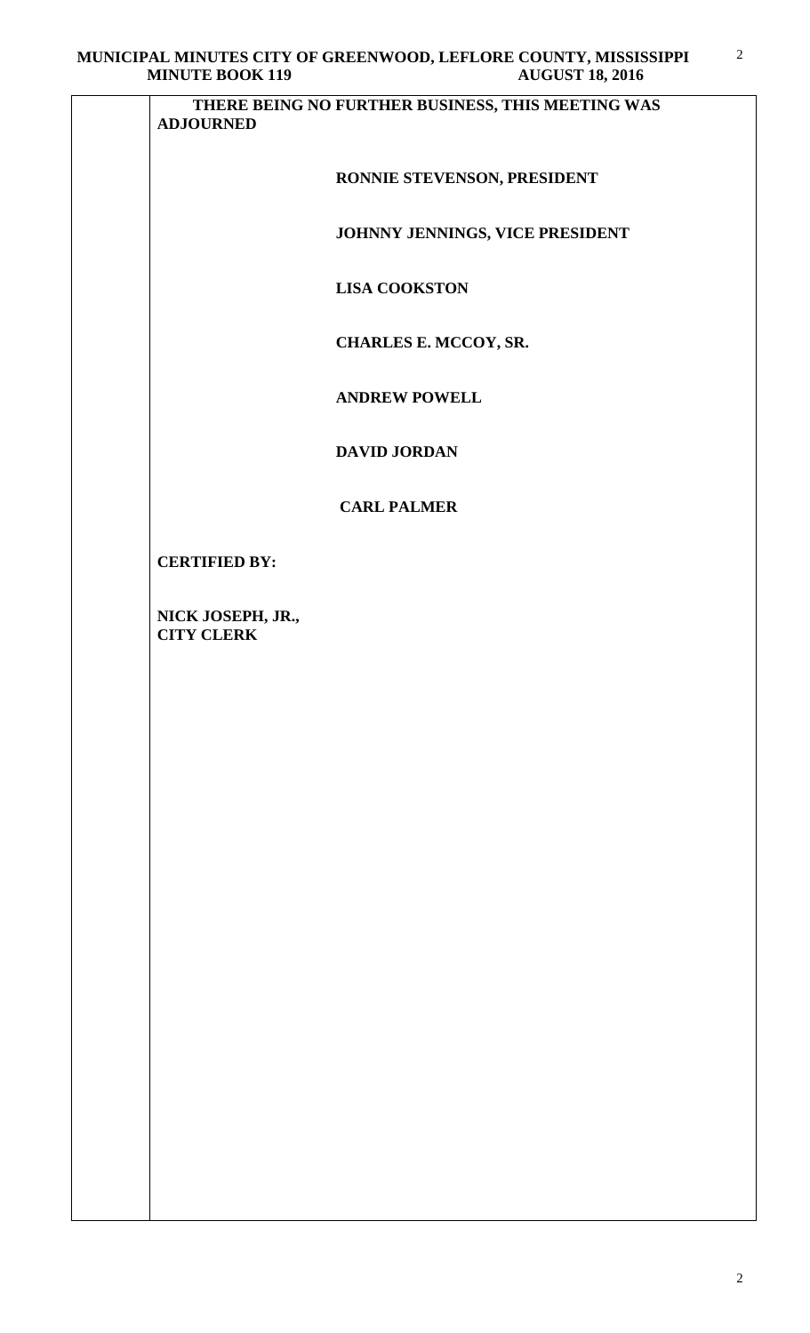**THERE BEING NO FURTHER BUSINESS, THIS MEETING WAS ADJOURNED**

**RONNIE STEVENSON, PRESIDENT**

**JOHNNY JENNINGS, VICE PRESIDENT**

**LISA COOKSTON**

**CHARLES E. MCCOY, SR.**

**ANDREW POWELL**

**DAVID JORDAN**

**CARL PALMER**

**CERTIFIED BY:**

**NICK JOSEPH, JR.,**
**CITY CLERK**